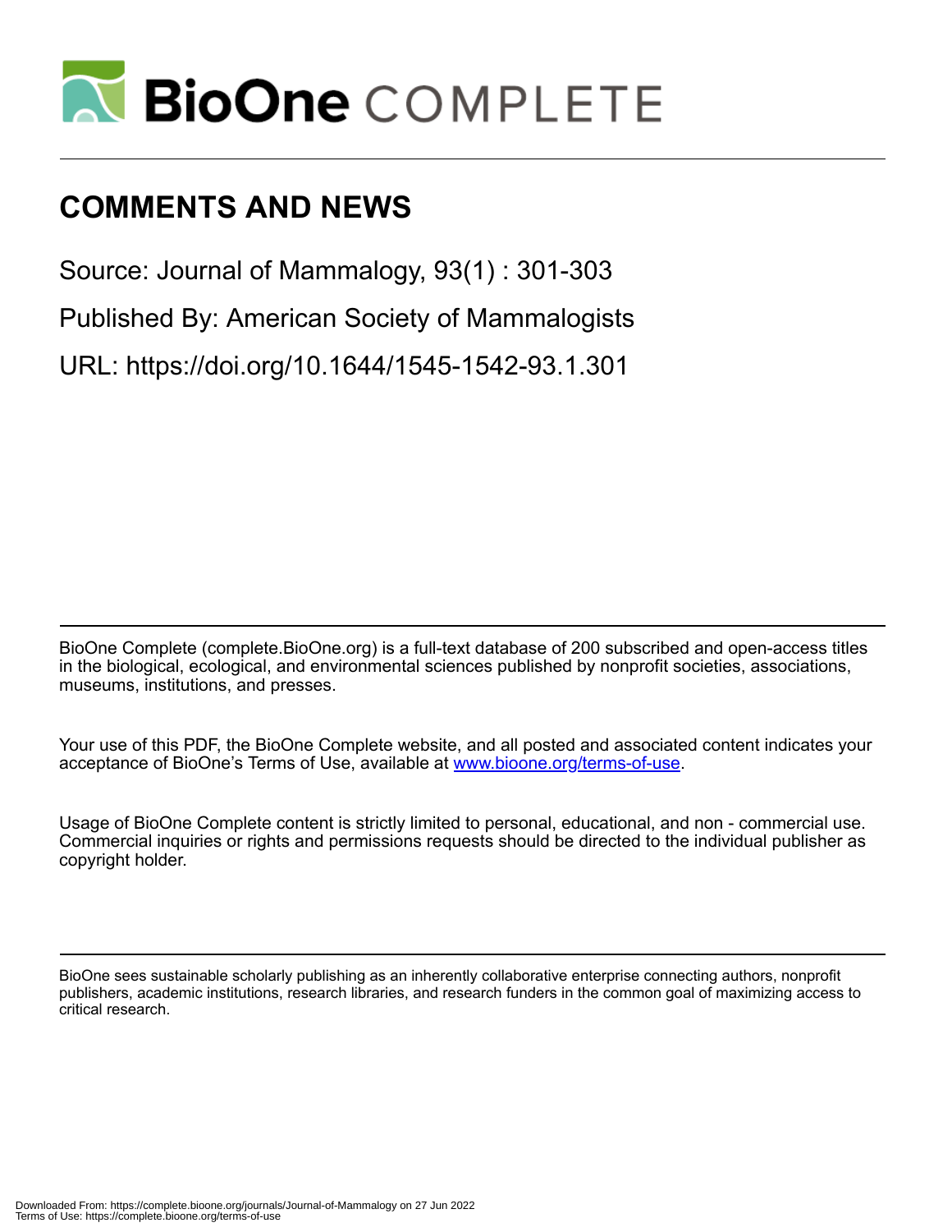# COMMENTS AND NEWS

Source: Journal of Mammalogy, 93(1) : 301-303

Published By: American Society of Mammalogists

URL: https://doi.org/10.1644/1545-1542-93.1.301

BioOne Complete (complete.BioOne.org) is a full-text database of 200 subscribed and open-access titles in the biological, ecological, and environmental sciences published by nonprofit societies, associations, museums, institutions, and presses.

Your use of this PDF, the BioOne Complete website, and all posted and associated content indicates your acceptance of BioOne's Terms of Use, available at www.bioone.org/terms-of-use.

Usage of BioOne Complete content is strictly limited to personal, educational, and non - commercial use. Commercial inquiries or rights and permissions requests should be directed to the individual publisher as copyright holder.

BioOne sees sustainable scholarly publishing as an inherently collaborative enterprise connecting authors, nonprofit publishers, academic institutions, research libraries, and research funders in the common goal of maximizing access to critical research.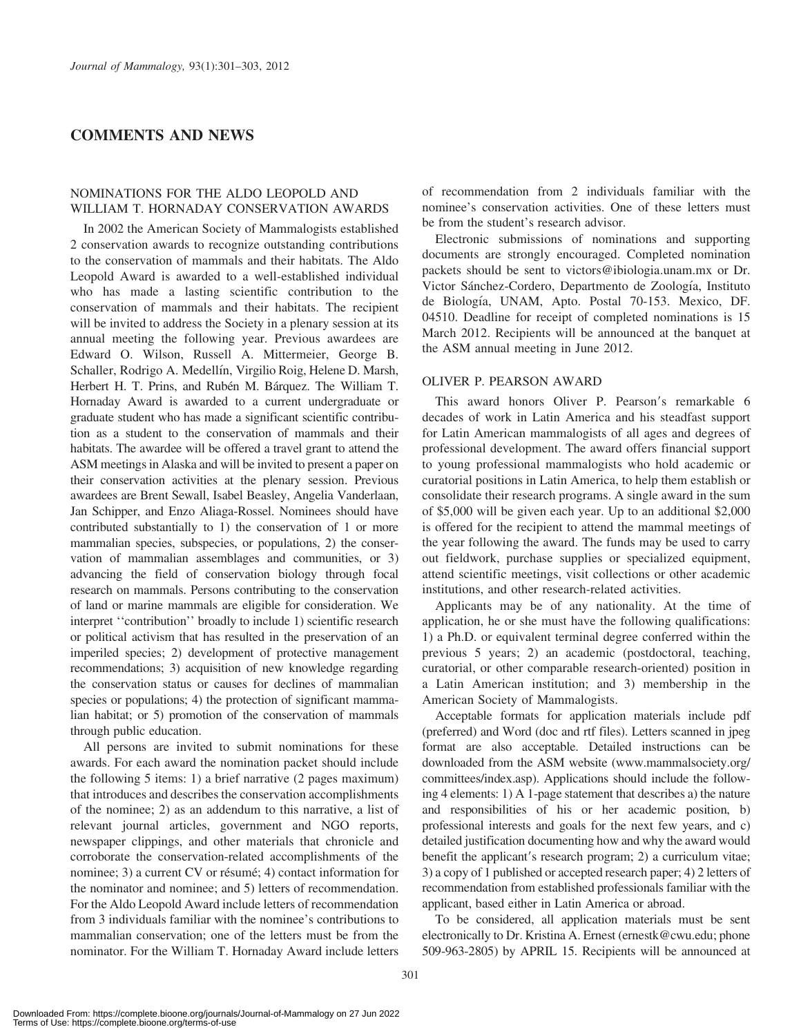## COMMENTS AND NEWS

### NOMINATIONS FOR THE ALDO LEOPOLD AND WILLIAM T. HORNADAY CONSERVATION AWARDS

In 2002 the American Society of Mammalogists established 2 conservation awards to recognize outstanding contributions to the conservation of mammals and their habitats. The Aldo Leopold Award is awarded to a well-established individual who has made a lasting scientific contribution to the conservation of mammals and their habitats. The recipient will be invited to address the Society in a plenary session at its annual meeting the following year. Previous awardees are Edward O. Wilson, Russell A. Mittermeier, George B. Schaller, Rodrigo A. Medellín, Virgilio Roig, Helene D. Marsh, Herbert H. T. Prins, and Rubén M. Bárquez. The William T. Hornaday Award is awarded to a current undergraduate or graduate student who has made a significant scientific contribution as a student to the conservation of mammals and their habitats. The awardee will be offered a travel grant to attend the ASM meetings in Alaska and will be invited to present a paper on their conservation activities at the plenary session. Previous awardees are Brent Sewall, Isabel Beasley, Angelia Vanderlaan, Jan Schipper, and Enzo Aliaga-Rossel. Nominees should have contributed substantially to 1) the conservation of 1 or more mammalian species, subspecies, or populations, 2) the conservation of mammalian assemblages and communities, or 3) advancing the field of conservation biology through focal research on mammals. Persons contributing to the conservation of land or marine mammals are eligible for consideration. We interpret ''contribution'' broadly to include 1) scientific research or political activism that has resulted in the preservation of an imperiled species; 2) development of protective management recommendations; 3) acquisition of new knowledge regarding the conservation status or causes for declines of mammalian species or populations; 4) the protection of significant mammalian habitat; or 5) promotion of the conservation of mammals through public education.

All persons are invited to submit nominations for these awards. For each award the nomination packet should include the following 5 items: 1) a brief narrative (2 pages maximum) that introduces and describes the conservation accomplishments of the nominee; 2) as an addendum to this narrative, a list of relevant journal articles, government and NGO reports, newspaper clippings, and other materials that chronicle and corroborate the conservation-related accomplishments of the nominee; 3) a current CV or résumé; 4) contact information for the nominator and nominee; and 5) letters of recommendation. For the Aldo Leopold Award include letters of recommendation from 3 individuals familiar with the nominee's contributions to mammalian conservation; one of the letters must be from the nominator. For the William T. Hornaday Award include letters of recommendation from 2 individuals familiar with the nominee's conservation activities. One of these letters must be from the student's research advisor.

Electronic submissions of nominations and supporting documents are strongly encouraged. Completed nomination packets should be sent to victors@ibiologia.unam.mx or Dr. Victor Sánchez-Cordero, Departmento de Zoología, Instituto de Biología, UNAM, Apto. Postal 70-153. Mexico, DF. 04510. Deadline for receipt of completed nominations is 15 March 2012. Recipients will be announced at the banquet at the ASM annual meeting in June 2012.

### OLIVER P. PEARSON AWARD

This award honors Oliver P. Pearson's remarkable 6 decades of work in Latin America and his steadfast support for Latin American mammalogists of all ages and degrees of professional development. The award offers financial support to young professional mammalogists who hold academic or curatorial positions in Latin America, to help them establish or consolidate their research programs. A single award in the sum of $5,000 will be given each year. Up to an additional $2,000 is offered for the recipient to attend the mammal meetings of the year following the award. The funds may be used to carry out fieldwork, purchase supplies or specialized equipment, attend scientific meetings, visit collections or other academic institutions, and other research-related activities.

Applicants may be of any nationality. At the time of application, he or she must have the following qualifications: 1) a Ph.D. or equivalent terminal degree conferred within the previous 5 years; 2) an academic (postdoctoral, teaching, curatorial, or other comparable research-oriented) position in a Latin American institution; and 3) membership in the American Society of Mammalogists.

Acceptable formats for application materials include pdf (preferred) and Word (doc and rtf files). Letters scanned in jpeg format are also acceptable. Detailed instructions can be downloaded from the ASM website (www.mammalsociety.org/committees/index.asp). Applications should include the following 4 elements: 1) A 1-page statement that describes a) the nature and responsibilities of his or her academic position, b) professional interests and goals for the next few years, and c) detailed justification documenting how and why the award would benefit the applicant's research program; 2) a curriculum vitae; 3) a copy of 1 published or accepted research paper; 4) 2 letters of recommendation from established professionals familiar with the applicant, based either in Latin America or abroad.

To be considered, all application materials must be sent electronically to Dr. Kristina A. Ernest (ernestk@cwu.edu; phone 509-963-2805) by APRIL 15. Recipients will be announced at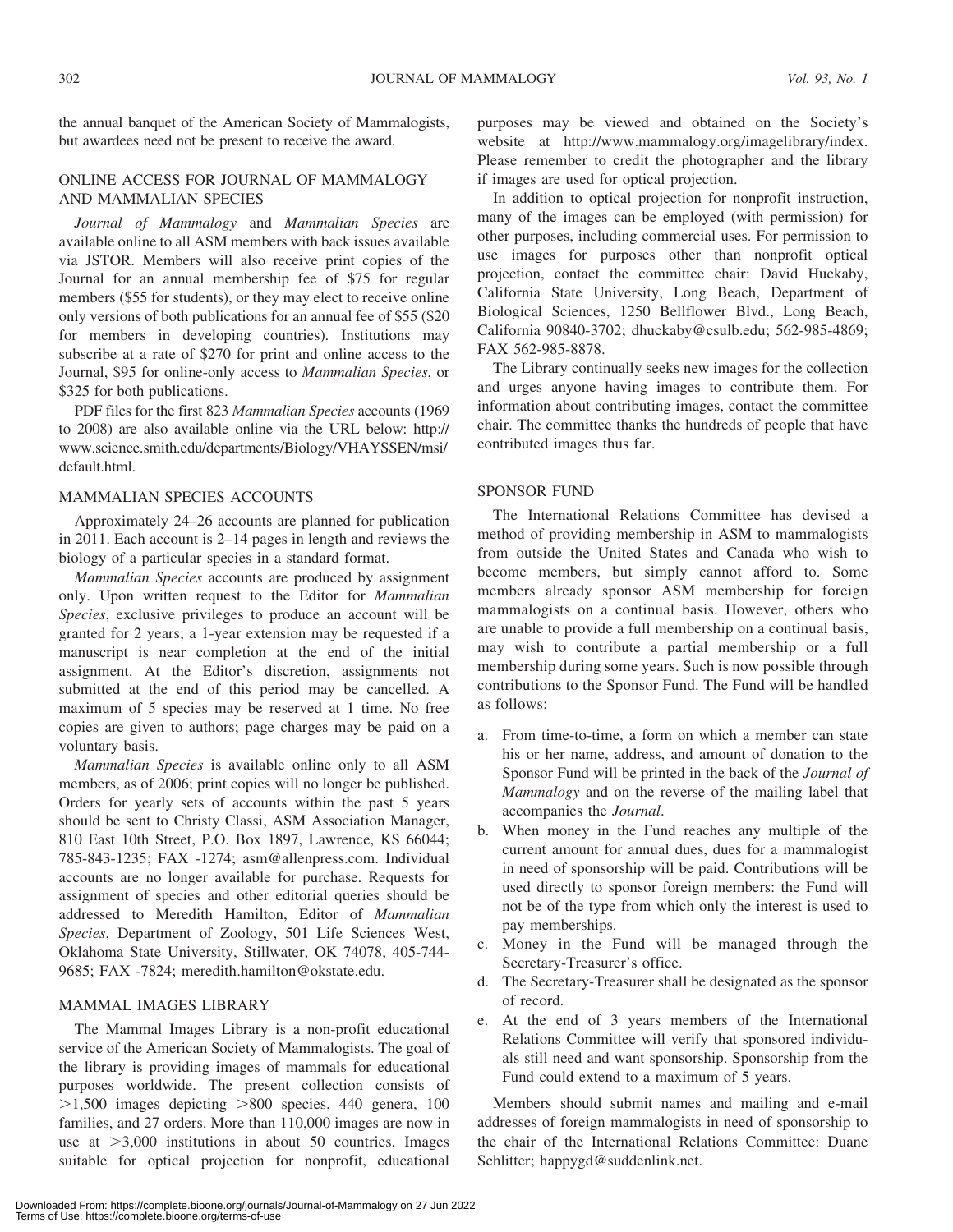the annual banquet of the American Society of Mammalogists, but awardees need not be present to receive the award.

## ONLINE ACCESS FOR JOURNAL OF MAMMALOGY AND MAMMALIAN SPECIES

*Journal of Mammalogy* and *Mammalian Species* are available online to all ASM members with back issues available via JSTOR. Members will also receive print copies of the Journal for an annual membership fee of $75 for regular members ($55 for students), or they may elect to receive online only versions of both publications for an annual fee of $55 ($20 for members in developing countries). Institutions may subscribe at a rate of $270 for print and online access to the Journal, $95 for online-only access to *Mammalian Species*, or $325 for both publications.

PDF files for the first 823 *Mammalian Species* accounts (1969 to 2008) are also available online via the URL below: http://www.science.smith.edu/departments/Biology/VHAYSSEN/msi/default.html.

## MAMMALIAN SPECIES ACCOUNTS

Approximately 24–26 accounts are planned for publication in 2011. Each account is 2–14 pages in length and reviews the biology of a particular species in a standard format.

*Mammalian Species* accounts are produced by assignment only. Upon written request to the Editor for *Mammalian Species*, exclusive privileges to produce an account will be granted for 2 years; a 1-year extension may be requested if a manuscript is near completion at the end of the initial assignment. At the Editor's discretion, assignments not submitted at the end of this period may be cancelled. A maximum of 5 species may be reserved at 1 time. No free copies are given to authors; page charges may be paid on a voluntary basis.

*Mammalian Species* is available online only to all ASM members, as of 2006; print copies will no longer be published. Orders for yearly sets of accounts within the past 5 years should be sent to Christy Classi, ASM Association Manager, 810 East 10th Street, P.O. Box 1897, Lawrence, KS 66044; 785-843-1235; FAX -1274; asm@allenpress.com. Individual accounts are no longer available for purchase. Requests for assignment of species and other editorial queries should be addressed to Meredith Hamilton, Editor of *Mammalian Species*, Department of Zoology, 501 Life Sciences West, Oklahoma State University, Stillwater, OK 74078, 405-744-9685; FAX -7824; meredith.hamilton@okstate.edu.

## MAMMAL IMAGES LIBRARY

The Mammal Images Library is a non-profit educational service of the American Society of Mammalogists. The goal of the library is providing images of mammals for educational purposes worldwide. The present collection consists of >1,500 images depicting >800 species, 440 genera, 100 families, and 27 orders. More than 110,000 images are now in use at >3,000 institutions in about 50 countries. Images suitable for optical projection for nonprofit, educational purposes may be viewed and obtained on the Society's website at http://www.mammalogy.org/imagelibrary/index. Please remember to credit the photographer and the library if images are used for optical projection.

In addition to optical projection for nonprofit instruction, many of the images can be employed (with permission) for other purposes, including commercial uses. For permission to use images for purposes other than nonprofit optical projection, contact the committee chair: David Huckaby, California State University, Long Beach, Department of Biological Sciences, 1250 Bellflower Blvd., Long Beach, California 90840-3702; dhuckaby@csulb.edu; 562-985-4869; FAX 562-985-8878.

The Library continually seeks new images for the collection and urges anyone having images to contribute them. For information about contributing images, contact the committee chair. The committee thanks the hundreds of people that have contributed images thus far.

## SPONSOR FUND

The International Relations Committee has devised a method of providing membership in ASM to mammalogists from outside the United States and Canada who wish to become members, but simply cannot afford to. Some members already sponsor ASM membership for foreign mammalogists on a continual basis. However, others who are unable to provide a full membership on a continual basis, may wish to contribute a partial membership or a full membership during some years. Such is now possible through contributions to the Sponsor Fund. The Fund will be handled as follows:

a. From time-to-time, a form on which a member can state his or her name, address, and amount of donation to the Sponsor Fund will be printed in the back of the *Journal of Mammalogy* and on the reverse of the mailing label that accompanies the *Journal*.
b. When money in the Fund reaches any multiple of the current amount for annual dues, dues for a mammalogist in need of sponsorship will be paid. Contributions will be used directly to sponsor foreign members: the Fund will not be of the type from which only the interest is used to pay memberships.
c. Money in the Fund will be managed through the Secretary-Treasurer's office.
d. The Secretary-Treasurer shall be designated as the sponsor of record.
e. At the end of 3 years members of the International Relations Committee will verify that sponsored individuals still need and want sponsorship. Sponsorship from the Fund could extend to a maximum of 5 years.

Members should submit names and mailing and e-mail addresses of foreign mammalogists in need of sponsorship to the chair of the International Relations Committee: Duane Schlitter; happygd@suddenlink.net.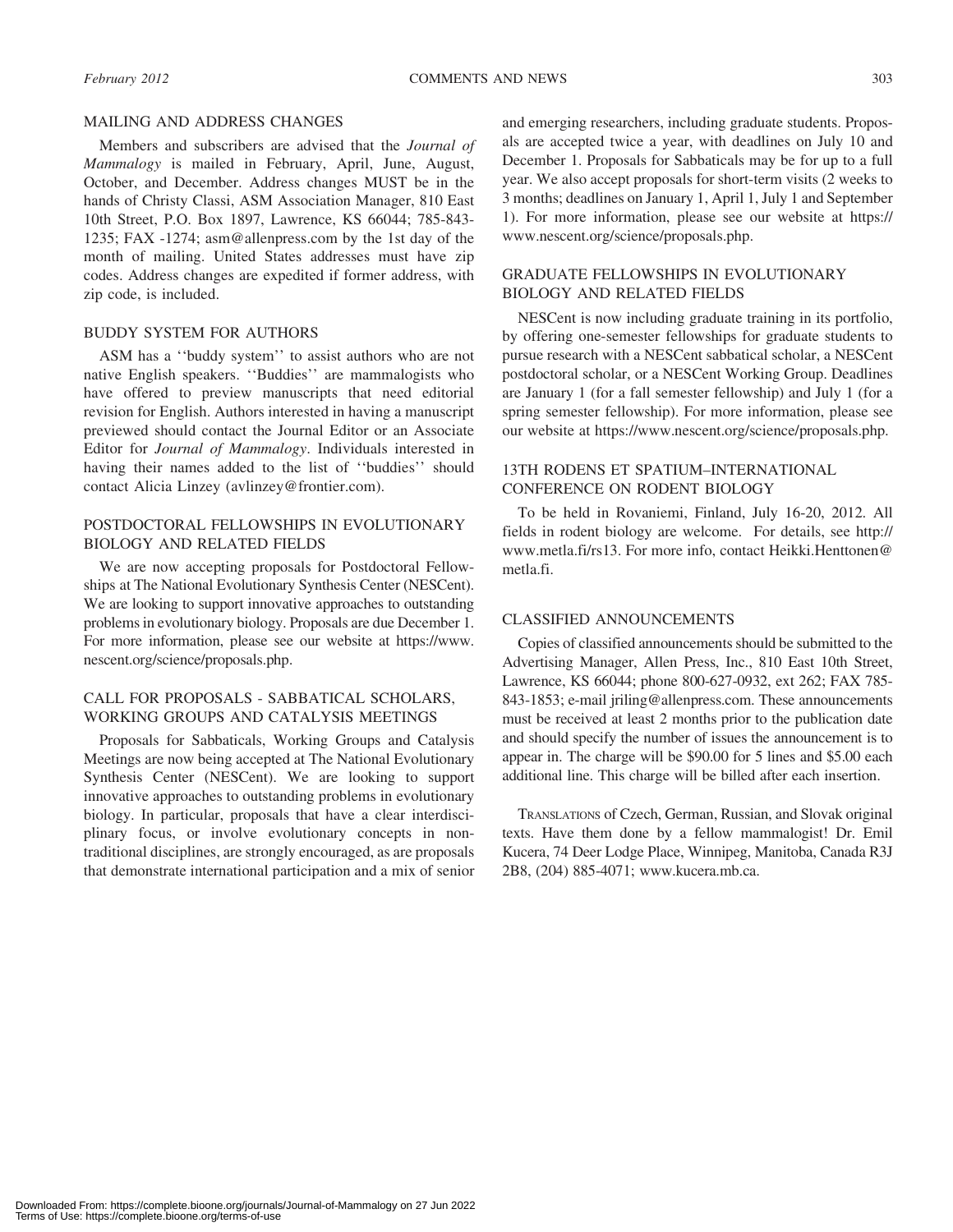## MAILING AND ADDRESS CHANGES

Members and subscribers are advised that the *Journal of Mammalogy* is mailed in February, April, June, August, October, and December. Address changes MUST be in the hands of Christy Classi, ASM Association Manager, 810 East 10th Street, P.O. Box 1897, Lawrence, KS 66044; 785-843-1235; FAX -1274; asm@allenpress.com by the 1st day of the month of mailing. United States addresses must have zip codes. Address changes are expedited if former address, with zip code, is included.

## BUDDY SYSTEM FOR AUTHORS

ASM has a ''buddy system'' to assist authors who are not native English speakers. ''Buddies'' are mammalogists who have offered to preview manuscripts that need editorial revision for English. Authors interested in having a manuscript previewed should contact the Journal Editor or an Associate Editor for *Journal of Mammalogy*. Individuals interested in having their names added to the list of ''buddies'' should contact Alicia Linzey (avlinzey@frontier.com).

## POSTDOCTORAL FELLOWSHIPS IN EVOLUTIONARY BIOLOGY AND RELATED FIELDS

We are now accepting proposals for Postdoctoral Fellowships at The National Evolutionary Synthesis Center (NESCent). We are looking to support innovative approaches to outstanding problems in evolutionary biology. Proposals are due December 1. For more information, please see our website at https://www.nescent.org/science/proposals.php.

## CALL FOR PROPOSALS - SABBATICAL SCHOLARS, WORKING GROUPS AND CATALYSIS MEETINGS

Proposals for Sabbaticals, Working Groups and Catalysis Meetings are now being accepted at The National Evolutionary Synthesis Center (NESCent). We are looking to support innovative approaches to outstanding problems in evolutionary biology. In particular, proposals that have a clear interdisciplinary focus, or involve evolutionary concepts in non-traditional disciplines, are strongly encouraged, as are proposals that demonstrate international participation and a mix of senior and emerging researchers, including graduate students. Proposals are accepted twice a year, with deadlines on July 10 and December 1. Proposals for Sabbaticals may be for up to a full year. We also accept proposals for short-term visits (2 weeks to 3 months; deadlines on January 1, April 1, July 1 and September 1). For more information, please see our website at https://www.nescent.org/science/proposals.php.

## GRADUATE FELLOWSHIPS IN EVOLUTIONARY BIOLOGY AND RELATED FIELDS

NESCent is now including graduate training in its portfolio, by offering one-semester fellowships for graduate students to pursue research with a NESCent sabbatical scholar, a NESCent postdoctoral scholar, or a NESCent Working Group. Deadlines are January 1 (for a fall semester fellowship) and July 1 (for a spring semester fellowship). For more information, please see our website at https://www.nescent.org/science/proposals.php.

## 13TH RODENS ET SPATIUM–INTERNATIONAL CONFERENCE ON RODENT BIOLOGY

To be held in Rovaniemi, Finland, July 16-20, 2012. All fields in rodent biology are welcome. For details, see http://www.metla.fi/rs13. For more info, contact Heikki.Henttonen@metla.fi.

## CLASSIFIED ANNOUNCEMENTS

Copies of classified announcements should be submitted to the Advertising Manager, Allen Press, Inc., 810 East 10th Street, Lawrence, KS 66044; phone 800-627-0932, ext 262; FAX 785-843-1853; e-mail jriling@allenpress.com. These announcements must be received at least 2 months prior to the publication date and should specify the number of issues the announcement is to appear in. The charge will be $90.00 for 5 lines and $5.00 each additional line. This charge will be billed after each insertion.

TRANSLATIONS of Czech, German, Russian, and Slovak original texts. Have them done by a fellow mammalogist! Dr. Emil Kucera, 74 Deer Lodge Place, Winnipeg, Manitoba, Canada R3J 2B8, (204) 885-4071; www.kucera.mb.ca.